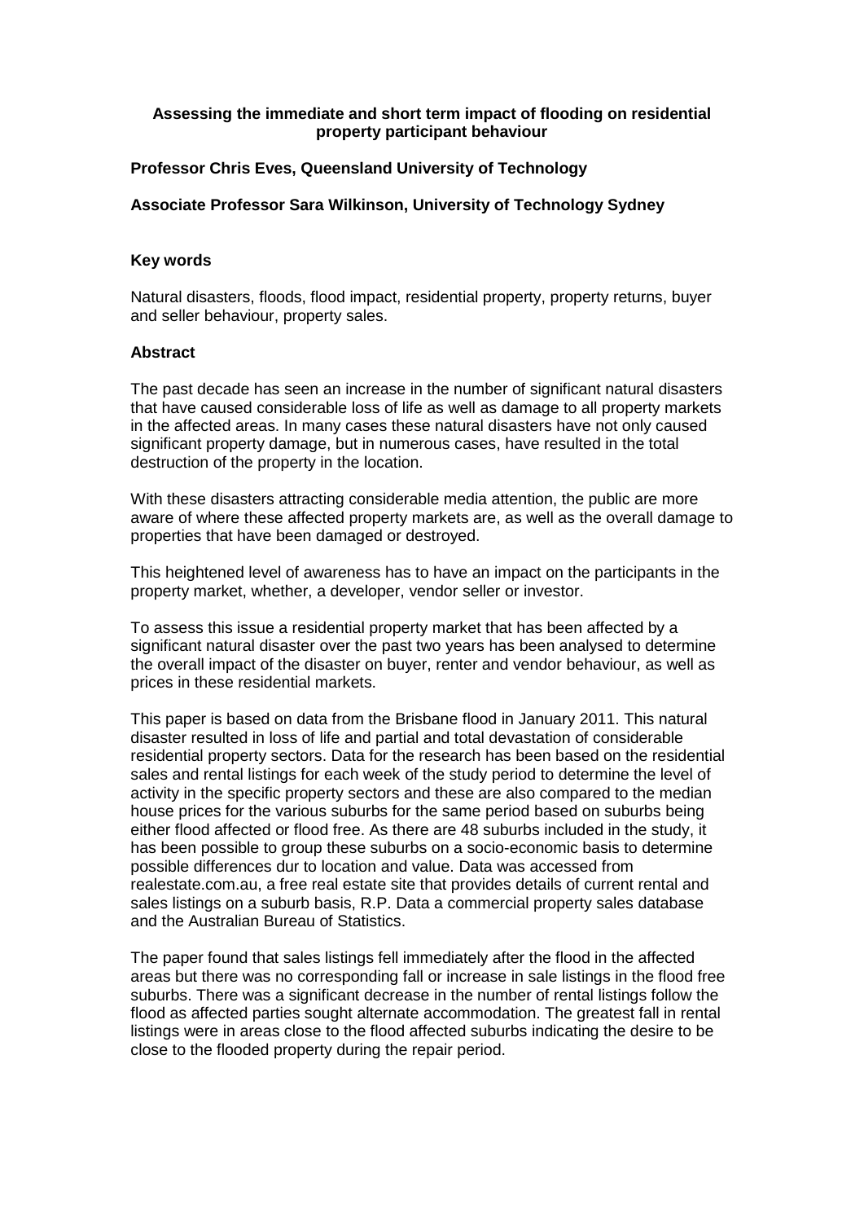# Assessing the immediate and short term impact of flooding on residential property participant behaviour

**Professor Chris Eves, Queensland University of Technology**

**Associate Professor Sara Wilkinson, University of Technology Sydney**

## Key words

Natural disasters, floods, flood impact, residential property, property returns, buyer and seller behaviour, property sales.

## Abstract

The past decade has seen an increase in the number of significant natural disasters that have caused considerable loss of life as well as damage to all property markets in the affected areas. In many cases these natural disasters have not only caused significant property damage, but in numerous cases, have resulted in the total destruction of the property in the location.

With these disasters attracting considerable media attention, the public are more aware of where these affected property markets are, as well as the overall damage to properties that have been damaged or destroyed.

This heightened level of awareness has to have an impact on the participants in the property market, whether, a developer, vendor seller or investor.

To assess this issue a residential property market that has been affected by a significant natural disaster over the past two years has been analysed to determine the overall impact of the disaster on buyer, renter and vendor behaviour, as well as prices in these residential markets.

This paper is based on data from the Brisbane flood in January 2011. This natural disaster resulted in loss of life and partial and total devastation of considerable residential property sectors. Data for the research has been based on the residential sales and rental listings for each week of the study period to determine the level of activity in the specific property sectors and these are also compared to the median house prices for the various suburbs for the same period based on suburbs being either flood affected or flood free. As there are 48 suburbs included in the study, it has been possible to group these suburbs on a socio-economic basis to determine possible differences dur to location and value. Data was accessed from realestate.com.au, a free real estate site that provides details of current rental and sales listings on a suburb basis, R.P. Data a commercial property sales database and the Australian Bureau of Statistics.

The paper found that sales listings fell immediately after the flood in the affected areas but there was no corresponding fall or increase in sale listings in the flood free suburbs. There was a significant decrease in the number of rental listings follow the flood as affected parties sought alternate accommodation. The greatest fall in rental listings were in areas close to the flood affected suburbs indicating the desire to be close to the flooded property during the repair period.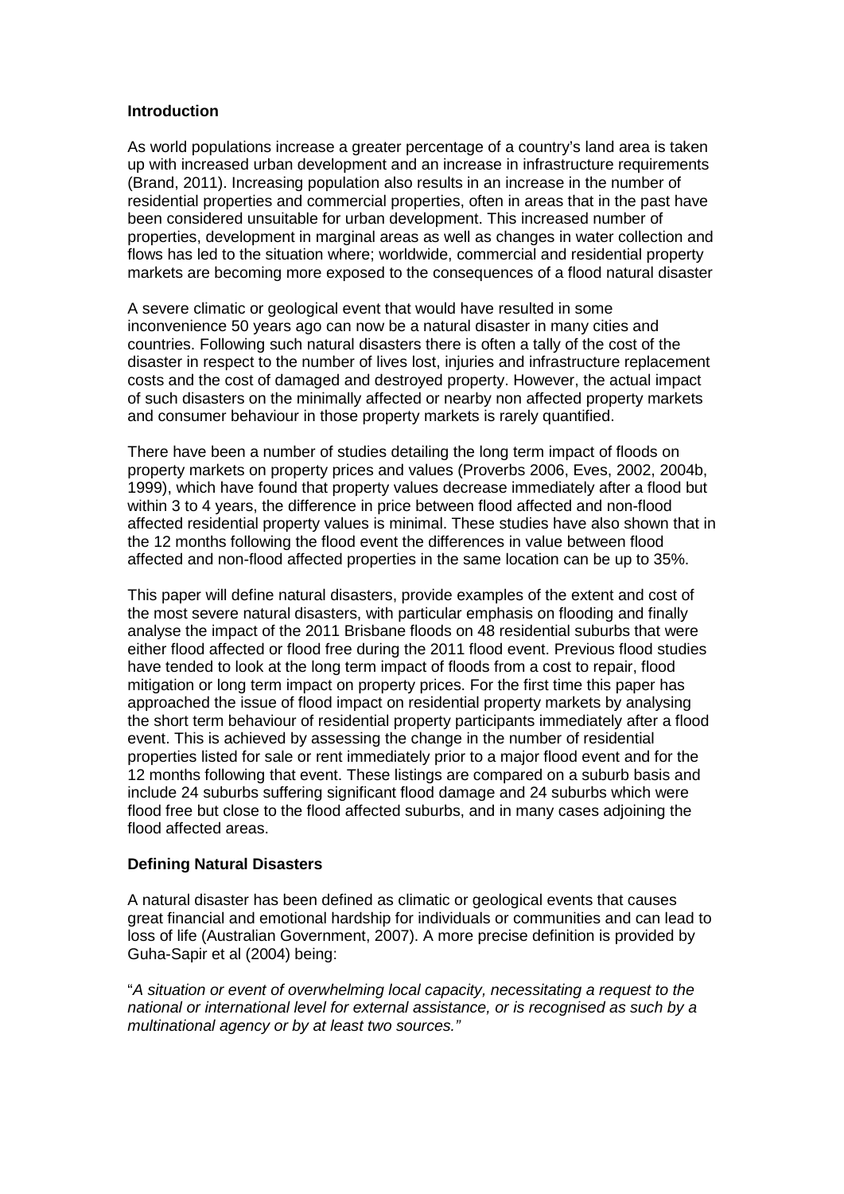**Introduction**

As world populations increase a greater percentage of a country's land area is taken up with increased urban development and an increase in infrastructure requirements (Brand, 2011). Increasing population also results in an increase in the number of residential properties and commercial properties, often in areas that in the past have been considered unsuitable for urban development. This increased number of properties, development in marginal areas as well as changes in water collection and flows has led to the situation where; worldwide, commercial and residential property markets are becoming more exposed to the consequences of a flood natural disaster

A severe climatic or geological event that would have resulted in some inconvenience 50 years ago can now be a natural disaster in many cities and countries. Following such natural disasters there is often a tally of the cost of the disaster in respect to the number of lives lost, injuries and infrastructure replacement costs and the cost of damaged and destroyed property. However, the actual impact of such disasters on the minimally affected or nearby non affected property markets and consumer behaviour in those property markets is rarely quantified.

There have been a number of studies detailing the long term impact of floods on property markets on property prices and values (Proverbs 2006, Eves, 2002, 2004b, 1999), which have found that property values decrease immediately after a flood but within 3 to 4 years, the difference in price between flood affected and non-flood affected residential property values is minimal. These studies have also shown that in the 12 months following the flood event the differences in value between flood affected and non-flood affected properties in the same location can be up to 35%.

This paper will define natural disasters, provide examples of the extent and cost of the most severe natural disasters, with particular emphasis on flooding and finally analyse the impact of the 2011 Brisbane floods on 48 residential suburbs that were either flood affected or flood free during the 2011 flood event. Previous flood studies have tended to look at the long term impact of floods from a cost to repair, flood mitigation or long term impact on property prices. For the first time this paper has approached the issue of flood impact on residential property markets by analysing the short term behaviour of residential property participants immediately after a flood event. This is achieved by assessing the change in the number of residential properties listed for sale or rent immediately prior to a major flood event and for the 12 months following that event. These listings are compared on a suburb basis and include 24 suburbs suffering significant flood damage and 24 suburbs which were flood free but close to the flood affected suburbs, and in many cases adjoining the flood affected areas.

**Defining Natural Disasters**

A natural disaster has been defined as climatic or geological events that causes great financial and emotional hardship for individuals or communities and can lead to loss of life (Australian Government, 2007). A more precise definition is provided by Guha-Sapir et al (2004) being:

"*A situation or event of overwhelming local capacity, necessitating a request to the national or international level for external assistance, or is recognised as such by a multinational agency or by at least two sources.*"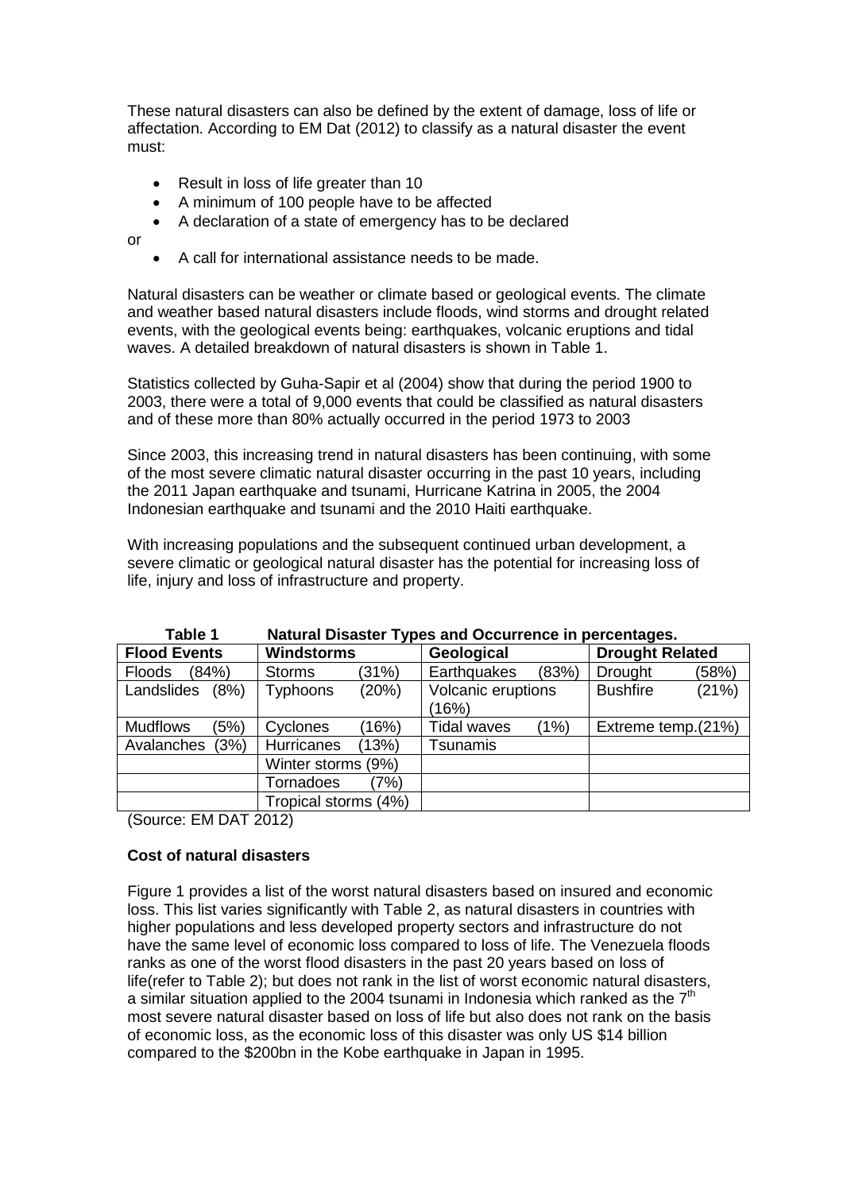These natural disasters can also be defined by the extent of damage, loss of life or affectation. According to EM Dat (2012) to classify as a natural disaster the event must:

- Result in loss of life greater than 10
- A minimum of 100 people have to be affected
- A declaration of a state of emergency has to be declared

or

- A call for international assistance needs to be made.

Natural disasters can be weather or climate based or geological events. The climate and weather based natural disasters include floods, wind storms and drought related events, with the geological events being: earthquakes, volcanic eruptions and tidal waves. A detailed breakdown of natural disasters is shown in Table 1.

Statistics collected by Guha-Sapir et al (2004) show that during the period 1900 to 2003, there were a total of 9,000 events that could be classified as natural disasters and of these more than 80% actually occurred in the period 1973 to 2003

Since 2003, this increasing trend in natural disasters has been continuing, with some of the most severe climatic natural disaster occurring in the past 10 years, including the 2011 Japan earthquake and tsunami, Hurricane Katrina in 2005, the 2004 Indonesian earthquake and tsunami and the 2010 Haiti earthquake.

With increasing populations and the subsequent continued urban development, a severe climatic or geological natural disaster has the potential for increasing loss of life, injury and loss of infrastructure and property.

**Table 1 Natural Disaster Types and Occurrence in percentages.**

| **Flood Events** | **Windstorms** | **Geological** | **Drought Related** |
|---|---|---|---|
| Floods (84%) | Storms (31%) | Earthquakes (83%) | Drought (58%) |
| Landslides (8%) | Typhoons (20%) | Volcanic eruptions (16%) | Bushfire (21%) |
| Mudflows (5%) | Cyclones (16%) | Tidal waves (1%) | Extreme temp.(21%) |
| Avalanches (3%) | Hurricanes (13%) | Tsunamis | |
| | Winter storms (9%) | | |
| | Tornadoes (7%) | | |
| | Tropical storms (4%) | | |

(Source: EM DAT 2012)

**Cost of natural disasters**

Figure 1 provides a list of the worst natural disasters based on insured and economic loss. This list varies significantly with Table 2, as natural disasters in countries with higher populations and less developed property sectors and infrastructure do not have the same level of economic loss compared to loss of life. The Venezuela floods ranks as one of the worst flood disasters in the past 20 years based on loss of life(refer to Table 2); but does not rank in the list of worst economic natural disasters, a similar situation applied to the 2004 tsunami in Indonesia which ranked as the 7th most severe natural disaster based on loss of life but also does not rank on the basis of economic loss, as the economic loss of this disaster was only US $14 billion compared to the $200bn in the Kobe earthquake in Japan in 1995.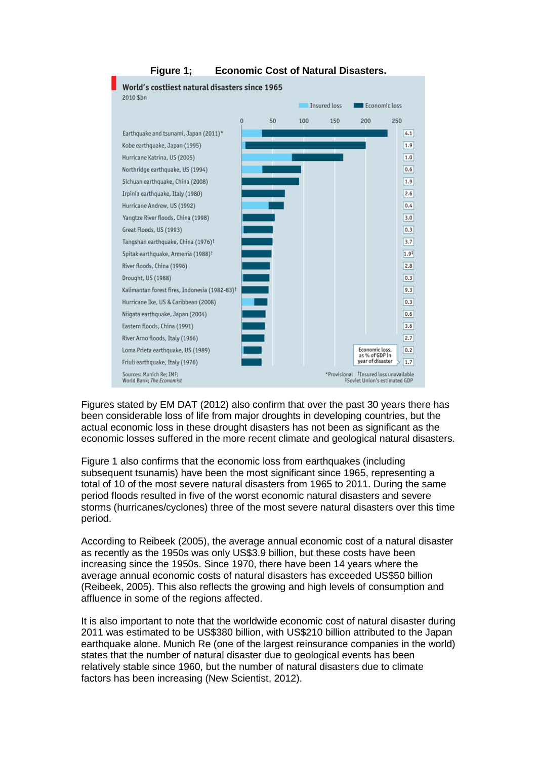**Figure 1; Economic Cost of Natural Disasters.**

**World's costliest natural disasters since 1965**

2010 $bn

| Disaster | Economic loss, as % of GDP in year of disaster |
|---|---|
| Earthquake and tsunami, Japan (2011)* | 4.1 |
| Kobe earthquake, Japan (1995) | 1.9 |
| Hurricane Katrina, US (2005) | 1.0 |
| Northridge earthquake, US (1994) | 0.6 |
| Sichuan earthquake, China (2008) | 1.9 |
| Irpinia earthquake, Italy (1980) | 2.6 |
| Hurricane Andrew, US (1992) | 0.4 |
| Yangtze River floods, China (1998) | 3.0 |
| Great Floods, US (1993) | 0.3 |
| Tangshan earthquake, China (1976)† | 3.7 |
| Spitak earthquake, Armenia (1988)† | 1.9‡ |
| River floods, China (1996) | 2.8 |
| Drought, US (1988) | 0.3 |
| Kalimantan forest fires, Indonesia (1982-83)† | 9.3 |
| Hurricane Ike, US & Caribbean (2008) | 0.3 |
| Niigata earthquake, Japan (2004) | 0.6 |
| Eastern floods, China (1991) | 3.6 |
| River Arno floods, Italy (1966) | 2.7 |
| Loma Prieta earthquake, US (1989) | 0.2 |
| Friuli earthquake, Italy (1976) | 1.7 |

Sources: Munich Re; IMF; World Bank; *The Economist*

*Provisional †Insured loss unavailable ‡Soviet Union's estimated GDP

Figures stated by EM DAT (2012) also confirm that over the past 30 years there has been considerable loss of life from major droughts in developing countries, but the actual economic loss in these drought disasters has not been as significant as the economic losses suffered in the more recent climate and geological natural disasters.

Figure 1 also confirms that the economic loss from earthquakes (including subsequent tsunamis) have been the most significant since 1965, representing a total of 10 of the most severe natural disasters from 1965 to 2011. During the same period floods resulted in five of the worst economic natural disasters and severe storms (hurricanes/cyclones) three of the most severe natural disasters over this time period.

According to Reibeek (2005), the average annual economic cost of a natural disaster as recently as the 1950s was only US$3.9 billion, but these costs have been increasing since the 1950s. Since 1970, there have been 14 years where the average annual economic costs of natural disasters has exceeded US$50 billion (Reibeek, 2005). This also reflects the growing and high levels of consumption and affluence in some of the regions affected.

It is also important to note that the worldwide economic cost of natural disaster during 2011 was estimated to be US$380 billion, with US$210 billion attributed to the Japan earthquake alone. Munich Re (one of the largest reinsurance companies in the world) states that the number of natural disaster due to geological events has been relatively stable since 1960, but the number of natural disasters due to climate factors has been increasing (New Scientist, 2012).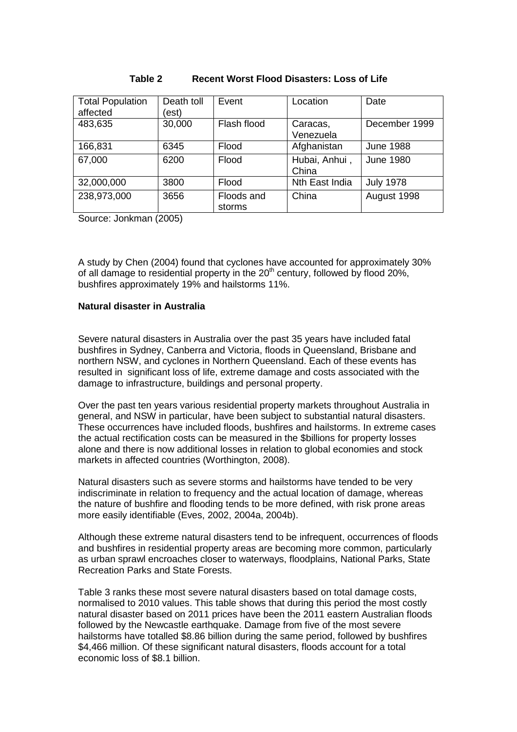**Table 2 Recent Worst Flood Disasters: Loss of Life**

| Total Population affected | Death toll (est) | Event | Location | Date |
|---|---|---|---|---|
| 483,635 | 30,000 | Flash flood | Caracas, Venezuela | December 1999 |
| 166,831 | 6345 | Flood | Afghanistan | June 1988 |
| 67,000 | 6200 | Flood | Hubai, Anhui , China | June 1980 |
| 32,000,000 | 3800 | Flood | Nth East India | July 1978 |
| 238,973,000 | 3656 | Floods and storms | China | August 1998 |

Source: Jonkman (2005)

A study by Chen (2004) found that cyclones have accounted for approximately 30% of all damage to residential property in the 20th century, followed by flood 20%, bushfires approximately 19% and hailstorms 11%.

**Natural disaster in Australia**

Severe natural disasters in Australia over the past 35 years have included fatal bushfires in Sydney, Canberra and Victoria, floods in Queensland, Brisbane and northern NSW, and cyclones in Northern Queensland. Each of these events has resulted in significant loss of life, extreme damage and costs associated with the damage to infrastructure, buildings and personal property.

Over the past ten years various residential property markets throughout Australia in general, and NSW in particular, have been subject to substantial natural disasters. These occurrences have included floods, bushfires and hailstorms. In extreme cases the actual rectification costs can be measured in the $billions for property losses alone and there is now additional losses in relation to global economies and stock markets in affected countries (Worthington, 2008).

Natural disasters such as severe storms and hailstorms have tended to be very indiscriminate in relation to frequency and the actual location of damage, whereas the nature of bushfire and flooding tends to be more defined, with risk prone areas more easily identifiable (Eves, 2002, 2004a, 2004b).

Although these extreme natural disasters tend to be infrequent, occurrences of floods and bushfires in residential property areas are becoming more common, particularly as urban sprawl encroaches closer to waterways, floodplains, National Parks, State Recreation Parks and State Forests.

Table 3 ranks these most severe natural disasters based on total damage costs, normalised to 2010 values. This table shows that during this period the most costly natural disaster based on 2011 prices have been the 2011 eastern Australian floods followed by the Newcastle earthquake. Damage from five of the most severe hailstorms have totalled $8.86 billion during the same period, followed by bushfires $4,466 million. Of these significant natural disasters, floods account for a total economic loss of $8.1 billion.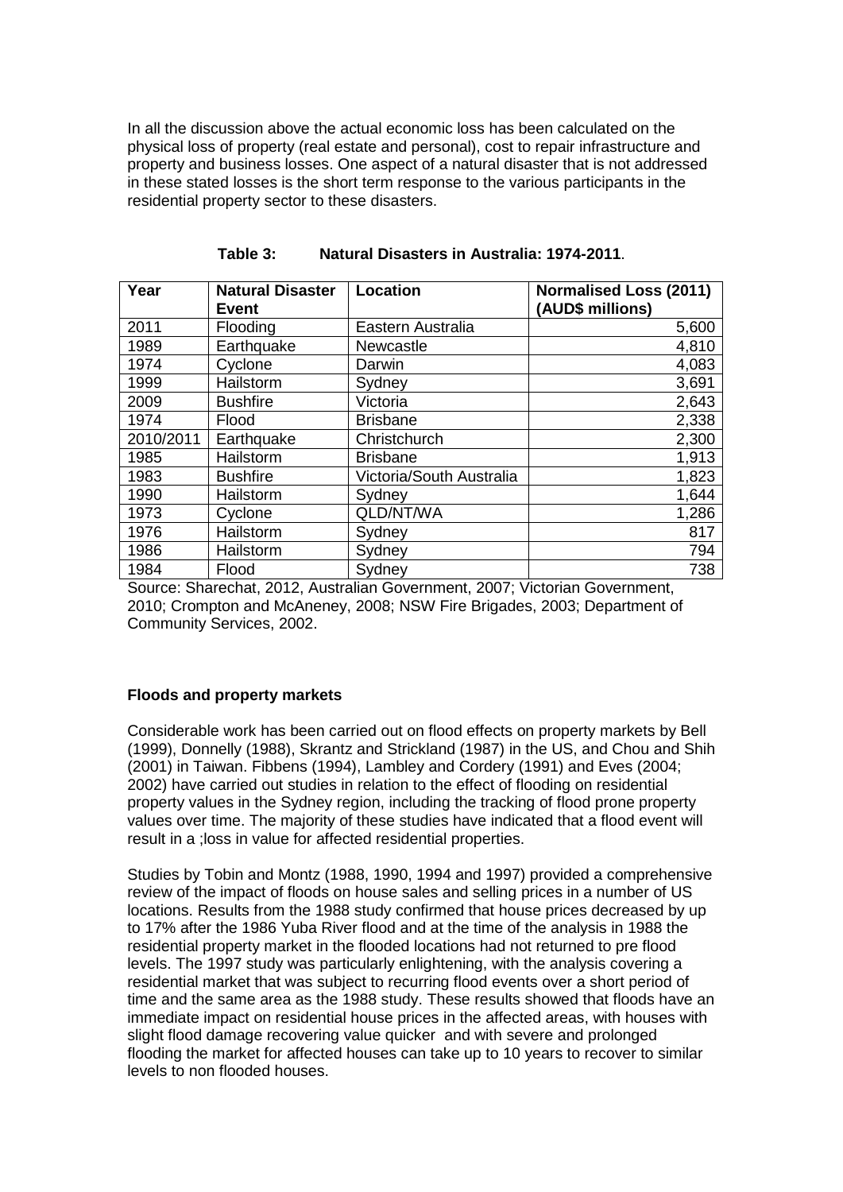In all the discussion above the actual economic loss has been calculated on the physical loss of property (real estate and personal), cost to repair infrastructure and property and business losses. One aspect of a natural disaster that is not addressed in these stated losses is the short term response to the various participants in the residential property sector to these disasters.

**Table 3: Natural Disasters in Australia: 1974-2011**.

| Year | Natural Disaster Event | Location | Normalised Loss (2011) (AUD$ millions) |
|---|---|---|---:|
| 2011 | Flooding | Eastern Australia | 5,600 |
| 1989 | Earthquake | Newcastle | 4,810 |
| 1974 | Cyclone | Darwin | 4,083 |
| 1999 | Hailstorm | Sydney | 3,691 |
| 2009 | Bushfire | Victoria | 2,643 |
| 1974 | Flood | Brisbane | 2,338 |
| 2010/2011 | Earthquake | Christchurch | 2,300 |
| 1985 | Hailstorm | Brisbane | 1,913 |
| 1983 | Bushfire | Victoria/South Australia | 1,823 |
| 1990 | Hailstorm | Sydney | 1,644 |
| 1973 | Cyclone | QLD/NT/WA | 1,286 |
| 1976 | Hailstorm | Sydney | 817 |
| 1986 | Hailstorm | Sydney | 794 |
| 1984 | Flood | Sydney | 738 |

Source: Sharechat, 2012, Australian Government, 2007; Victorian Government, 2010; Crompton and McAneney, 2008; NSW Fire Brigades, 2003; Department of Community Services, 2002.

**Floods and property markets**

Considerable work has been carried out on flood effects on property markets by Bell (1999), Donnelly (1988), Skrantz and Strickland (1987) in the US, and Chou and Shih (2001) in Taiwan. Fibbens (1994), Lambley and Cordery (1991) and Eves (2004; 2002) have carried out studies in relation to the effect of flooding on residential property values in the Sydney region, including the tracking of flood prone property values over time. The majority of these studies have indicated that a flood event will result in a ;loss in value for affected residential properties.

Studies by Tobin and Montz (1988, 1990, 1994 and 1997) provided a comprehensive review of the impact of floods on house sales and selling prices in a number of US locations. Results from the 1988 study confirmed that house prices decreased by up to 17% after the 1986 Yuba River flood and at the time of the analysis in 1988 the residential property market in the flooded locations had not returned to pre flood levels. The 1997 study was particularly enlightening, with the analysis covering a residential market that was subject to recurring flood events over a short period of time and the same area as the 1988 study. These results showed that floods have an immediate impact on residential house prices in the affected areas, with houses with slight flood damage recovering value quicker and with severe and prolonged flooding the market for affected houses can take up to 10 years to recover to similar levels to non flooded houses.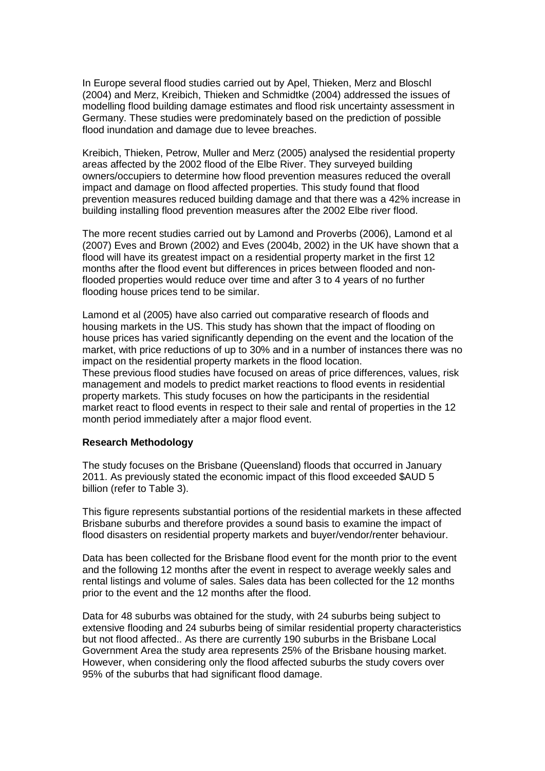In Europe several flood studies carried out by Apel, Thieken, Merz and Bloschl (2004) and Merz, Kreibich, Thieken and Schmidtke (2004) addressed the issues of modelling flood building damage estimates and flood risk uncertainty assessment in Germany. These studies were predominately based on the prediction of possible flood inundation and damage due to levee breaches.

Kreibich, Thieken, Petrow, Muller and Merz (2005) analysed the residential property areas affected by the 2002 flood of the Elbe River. They surveyed building owners/occupiers to determine how flood prevention measures reduced the overall impact and damage on flood affected properties. This study found that flood prevention measures reduced building damage and that there was a 42% increase in building installing flood prevention measures after the 2002 Elbe river flood.

The more recent studies carried out by Lamond and Proverbs (2006), Lamond et al (2007) Eves and Brown (2002) and Eves (2004b, 2002) in the UK have shown that a flood will have its greatest impact on a residential property market in the first 12 months after the flood event but differences in prices between flooded and non-flooded properties would reduce over time and after 3 to 4 years of no further flooding house prices tend to be similar.

Lamond et al (2005) have also carried out comparative research of floods and housing markets in the US. This study has shown that the impact of flooding on house prices has varied significantly depending on the event and the location of the market, with price reductions of up to 30% and in a number of instances there was no impact on the residential property markets in the flood location.
These previous flood studies have focused on areas of price differences, values, risk management and models to predict market reactions to flood events in residential property markets. This study focuses on how the participants in the residential market react to flood events in respect to their sale and rental of properties in the 12 month period immediately after a major flood event.

**Research Methodology**

The study focuses on the Brisbane (Queensland) floods that occurred in January 2011. As previously stated the economic impact of this flood exceeded $AUD 5 billion (refer to Table 3).

This figure represents substantial portions of the residential markets in these affected Brisbane suburbs and therefore provides a sound basis to examine the impact of flood disasters on residential property markets and buyer/vendor/renter behaviour.

Data has been collected for the Brisbane flood event for the month prior to the event and the following 12 months after the event in respect to average weekly sales and rental listings and volume of sales. Sales data has been collected for the 12 months prior to the event and the 12 months after the flood.

Data for 48 suburbs was obtained for the study, with 24 suburbs being subject to extensive flooding and 24 suburbs being of similar residential property characteristics but not flood affected.. As there are currently 190 suburbs in the Brisbane Local Government Area the study area represents 25% of the Brisbane housing market. However, when considering only the flood affected suburbs the study covers over 95% of the suburbs that had significant flood damage.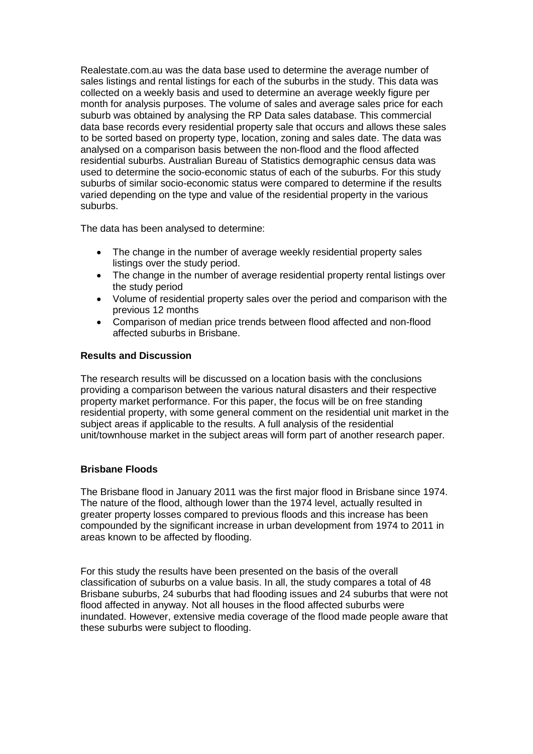Realestate.com.au was the data base used to determine the average number of sales listings and rental listings for each of the suburbs in the study. This data was collected on a weekly basis and used to determine an average weekly figure per month for analysis purposes. The volume of sales and average sales price for each suburb was obtained by analysing the RP Data sales database. This commercial data base records every residential property sale that occurs and allows these sales to be sorted based on property type, location, zoning and sales date. The data was analysed on a comparison basis between the non-flood and the flood affected residential suburbs. Australian Bureau of Statistics demographic census data was used to determine the socio-economic status of each of the suburbs. For this study suburbs of similar socio-economic status were compared to determine if the results varied depending on the type and value of the residential property in the various suburbs.

The data has been analysed to determine:

- The change in the number of average weekly residential property sales listings over the study period.
- The change in the number of average residential property rental listings over the study period
- Volume of residential property sales over the period and comparison with the previous 12 months
- Comparison of median price trends between flood affected and non-flood affected suburbs in Brisbane.

**Results and Discussion**

The research results will be discussed on a location basis with the conclusions providing a comparison between the various natural disasters and their respective property market performance. For this paper, the focus will be on free standing residential property, with some general comment on the residential unit market in the subject areas if applicable to the results. A full analysis of the residential unit/townhouse market in the subject areas will form part of another research paper.

**Brisbane Floods**

The Brisbane flood in January 2011 was the first major flood in Brisbane since 1974. The nature of the flood, although lower than the 1974 level, actually resulted in greater property losses compared to previous floods and this increase has been compounded by the significant increase in urban development from 1974 to 2011 in areas known to be affected by flooding.

For this study the results have been presented on the basis of the overall classification of suburbs on a value basis. In all, the study compares a total of 48 Brisbane suburbs, 24 suburbs that had flooding issues and 24 suburbs that were not flood affected in anyway. Not all houses in the flood affected suburbs were inundated. However, extensive media coverage of the flood made people aware that these suburbs were subject to flooding.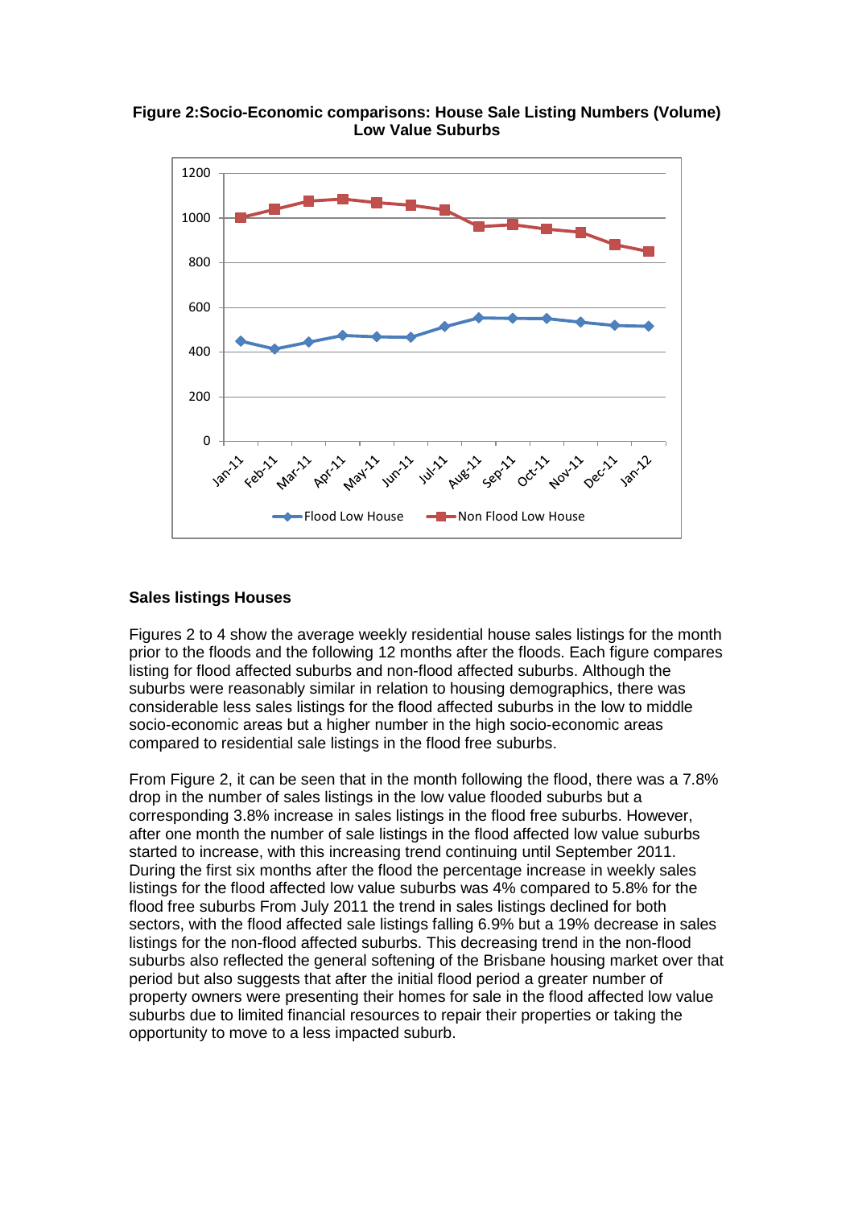**Figure 2:Socio-Economic comparisons: House Sale Listing Numbers (Volume) Low Value Suburbs**

### Sales listings Houses

Figures 2 to 4 show the average weekly residential house sales listings for the month prior to the floods and the following 12 months after the floods. Each figure compares listing for flood affected suburbs and non-flood affected suburbs. Although the suburbs were reasonably similar in relation to housing demographics, there was considerable less sales listings for the flood affected suburbs in the low to middle socio-economic areas but a higher number in the high socio-economic areas compared to residential sale listings in the flood free suburbs.

From Figure 2, it can be seen that in the month following the flood, there was a 7.8% drop in the number of sales listings in the low value flooded suburbs but a corresponding 3.8% increase in sales listings in the flood free suburbs. However, after one month the number of sale listings in the flood affected low value suburbs started to increase, with this increasing trend continuing until September 2011. During the first six months after the flood the percentage increase in weekly sales listings for the flood affected low value suburbs was 4% compared to 5.8% for the flood free suburbs From July 2011 the trend in sales listings declined for both sectors, with the flood affected sale listings falling 6.9% but a 19% decrease in sales listings for the non-flood affected suburbs. This decreasing trend in the non-flood suburbs also reflected the general softening of the Brisbane housing market over that period but also suggests that after the initial flood period a greater number of property owners were presenting their homes for sale in the flood affected low value suburbs due to limited financial resources to repair their properties or taking the opportunity to move to a less impacted suburb.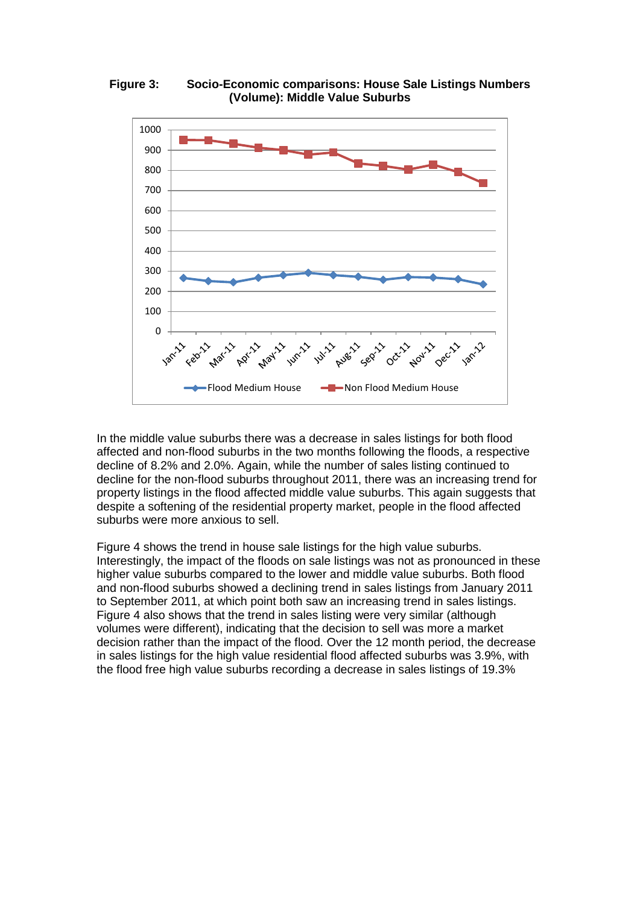**Figure 3: Socio-Economic comparisons: House Sale Listings Numbers (Volume): Middle Value Suburbs**

In the middle value suburbs there was a decrease in sales listings for both flood affected and non-flood suburbs in the two months following the floods, a respective decline of 8.2% and 2.0%. Again, while the number of sales listing continued to decline for the non-flood suburbs throughout 2011, there was an increasing trend for property listings in the flood affected middle value suburbs. This again suggests that despite a softening of the residential property market, people in the flood affected suburbs were more anxious to sell.

Figure 4 shows the trend in house sale listings for the high value suburbs. Interestingly, the impact of the floods on sale listings was not as pronounced in these higher value suburbs compared to the lower and middle value suburbs. Both flood and non-flood suburbs showed a declining trend in sales listings from January 2011 to September 2011, at which point both saw an increasing trend in sales listings. Figure 4 also shows that the trend in sales listing were very similar (although volumes were different), indicating that the decision to sell was more a market decision rather than the impact of the flood. Over the 12 month period, the decrease in sales listings for the high value residential flood affected suburbs was 3.9%, with the flood free high value suburbs recording a decrease in sales listings of 19.3%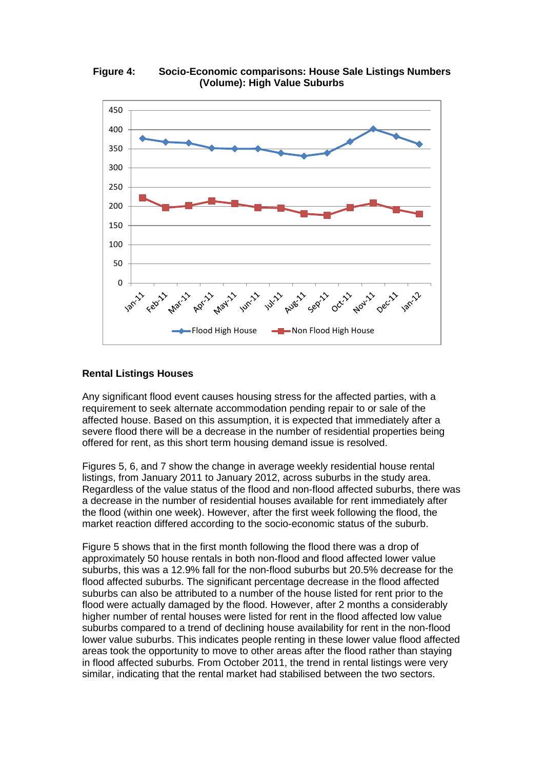**Figure 4: Socio-Economic comparisons: House Sale Listings Numbers (Volume): High Value Suburbs**

### Rental Listings Houses

Any significant flood event causes housing stress for the affected parties, with a requirement to seek alternate accommodation pending repair to or sale of the affected house. Based on this assumption, it is expected that immediately after a severe flood there will be a decrease in the number of residential properties being offered for rent, as this short term housing demand issue is resolved.

Figures 5, 6, and 7 show the change in average weekly residential house rental listings, from January 2011 to January 2012, across suburbs in the study area. Regardless of the value status of the flood and non-flood affected suburbs, there was a decrease in the number of residential houses available for rent immediately after the flood (within one week). However, after the first week following the flood, the market reaction differed according to the socio-economic status of the suburb.

Figure 5 shows that in the first month following the flood there was a drop of approximately 50 house rentals in both non-flood and flood affected lower value suburbs, this was a 12.9% fall for the non-flood suburbs but 20.5% decrease for the flood affected suburbs. The significant percentage decrease in the flood affected suburbs can also be attributed to a number of the house listed for rent prior to the flood were actually damaged by the flood. However, after 2 months a considerably higher number of rental houses were listed for rent in the flood affected low value suburbs compared to a trend of declining house availability for rent in the non-flood lower value suburbs. This indicates people renting in these lower value flood affected areas took the opportunity to move to other areas after the flood rather than staying in flood affected suburbs. From October 2011, the trend in rental listings were very similar, indicating that the rental market had stabilised between the two sectors.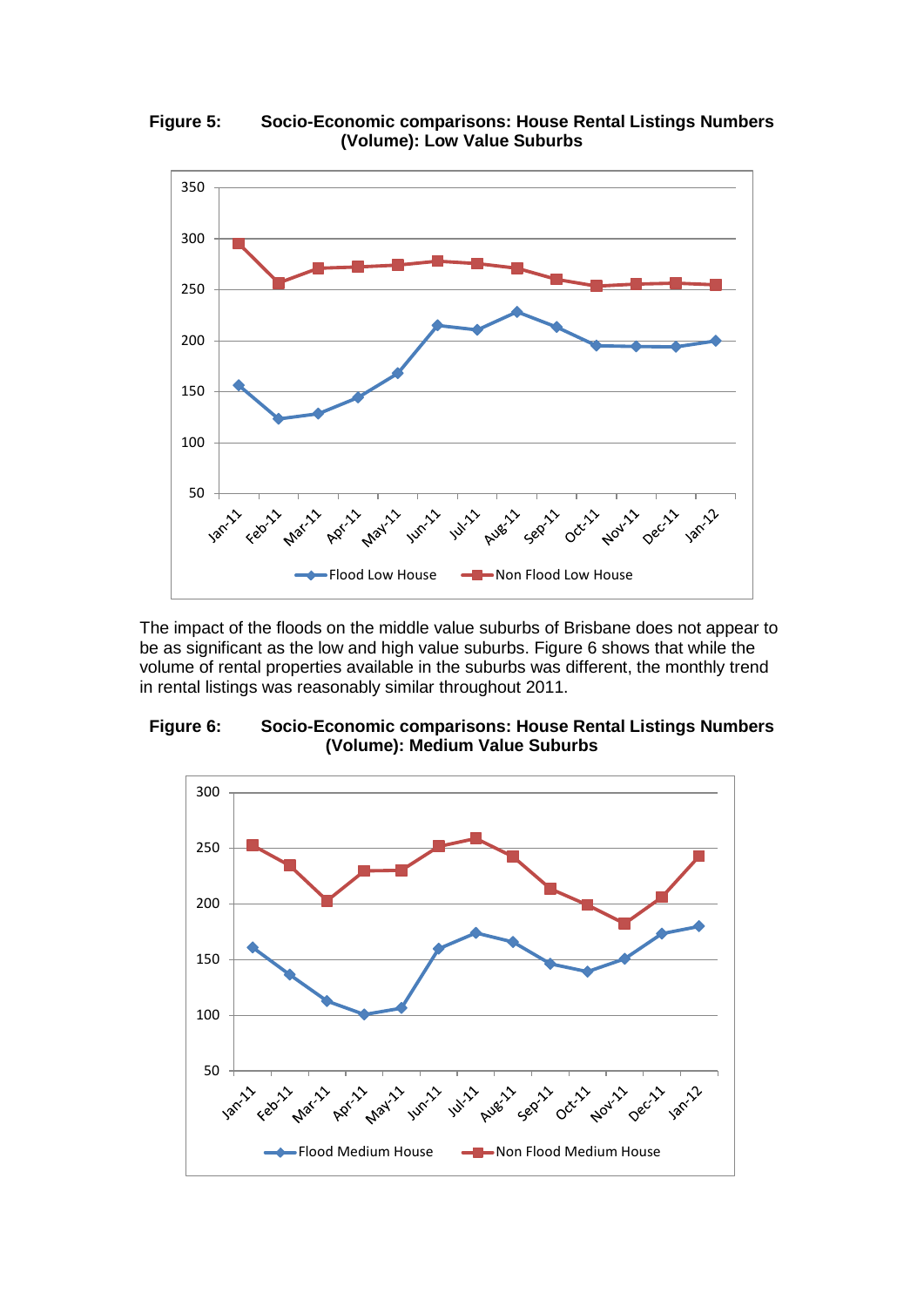**Figure 5: Socio-Economic comparisons: House Rental Listings Numbers (Volume): Low Value Suburbs**

The impact of the floods on the middle value suburbs of Brisbane does not appear to be as significant as the low and high value suburbs. Figure 6 shows that while the volume of rental properties available in the suburbs was different, the monthly trend in rental listings was reasonably similar throughout 2011.

**Figure 6: Socio-Economic comparisons: House Rental Listings Numbers (Volume): Medium Value Suburbs**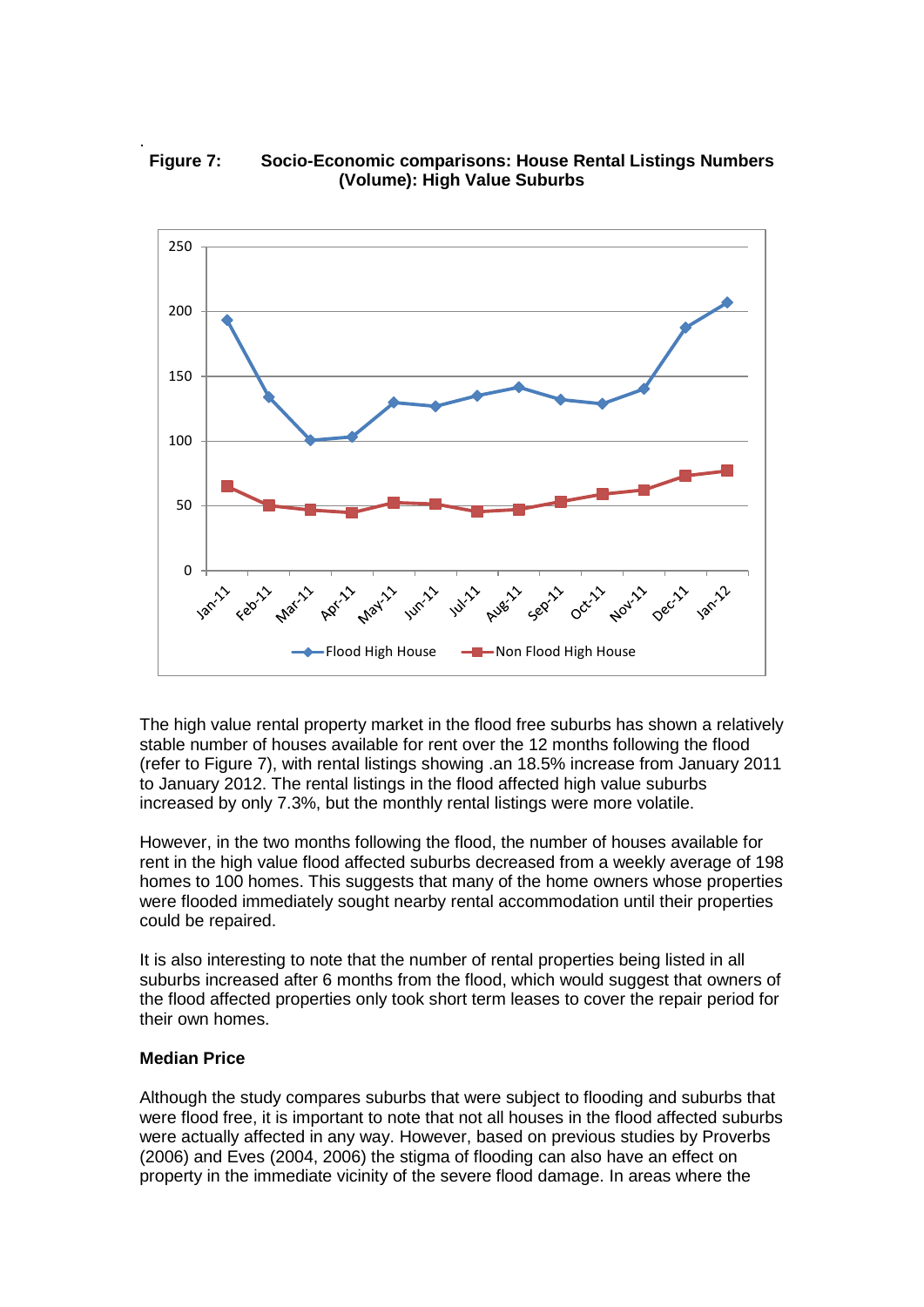**Figure 7: Socio-Economic comparisons: House Rental Listings Numbers (Volume): High Value Suburbs**

The high value rental property market in the flood free suburbs has shown a relatively stable number of houses available for rent over the 12 months following the flood (refer to Figure 7), with rental listings showing .an 18.5% increase from January 2011 to January 2012. The rental listings in the flood affected high value suburbs increased by only 7.3%, but the monthly rental listings were more volatile.

However, in the two months following the flood, the number of houses available for rent in the high value flood affected suburbs decreased from a weekly average of 198 homes to 100 homes. This suggests that many of the home owners whose properties were flooded immediately sought nearby rental accommodation until their properties could be repaired.

It is also interesting to note that the number of rental properties being listed in all suburbs increased after 6 months from the flood, which would suggest that owners of the flood affected properties only took short term leases to cover the repair period for their own homes.

**Median Price**

Although the study compares suburbs that were subject to flooding and suburbs that were flood free, it is important to note that not all houses in the flood affected suburbs were actually affected in any way. However, based on previous studies by Proverbs (2006) and Eves (2004, 2006) the stigma of flooding can also have an effect on property in the immediate vicinity of the severe flood damage. In areas where the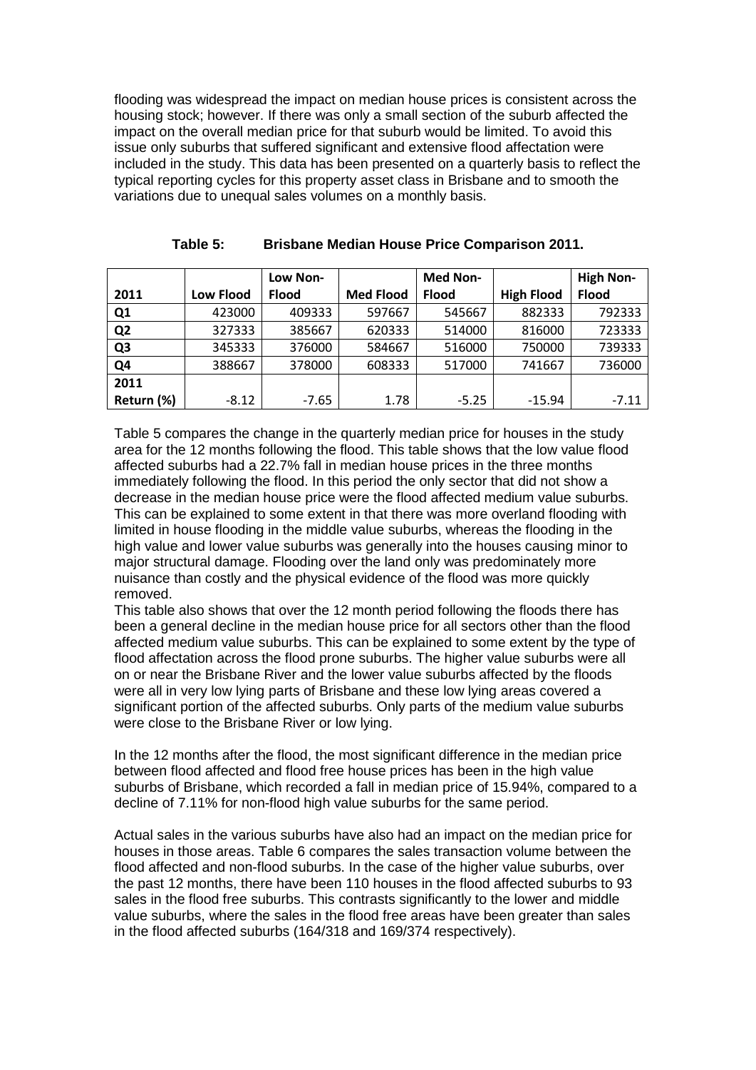flooding was widespread the impact on median house prices is consistent across the housing stock; however. If there was only a small section of the suburb affected the impact on the overall median price for that suburb would be limited. To avoid this issue only suburbs that suffered significant and extensive flood affectation were included in the study. This data has been presented on a quarterly basis to reflect the typical reporting cycles for this property asset class in Brisbane and to smooth the variations due to unequal sales volumes on a monthly basis.

**Table 5: Brisbane Median House Price Comparison 2011.**

| 2011 | Low Flood | Low Non-Flood | Med Flood | Med Non-Flood | High Flood | High Non-Flood |
|---|---|---|---|---|---|---|
| Q1 | 423000 | 409333 | 597667 | 545667 | 882333 | 792333 |
| Q2 | 327333 | 385667 | 620333 | 514000 | 816000 | 723333 |
| Q3 | 345333 | 376000 | 584667 | 516000 | 750000 | 739333 |
| Q4 | 388667 | 378000 | 608333 | 517000 | 741667 | 736000 |
| 2011 Return (%) | -8.12 | -7.65 | 1.78 | -5.25 | -15.94 | -7.11 |

Table 5 compares the change in the quarterly median price for houses in the study area for the 12 months following the flood. This table shows that the low value flood affected suburbs had a 22.7% fall in median house prices in the three months immediately following the flood. In this period the only sector that did not show a decrease in the median house price were the flood affected medium value suburbs. This can be explained to some extent in that there was more overland flooding with limited in house flooding in the middle value suburbs, whereas the flooding in the high value and lower value suburbs was generally into the houses causing minor to major structural damage. Flooding over the land only was predominately more nuisance than costly and the physical evidence of the flood was more quickly removed.

This table also shows that over the 12 month period following the floods there has been a general decline in the median house price for all sectors other than the flood affected medium value suburbs. This can be explained to some extent by the type of flood affectation across the flood prone suburbs. The higher value suburbs were all on or near the Brisbane River and the lower value suburbs affected by the floods were all in very low lying parts of Brisbane and these low lying areas covered a significant portion of the affected suburbs. Only parts of the medium value suburbs were close to the Brisbane River or low lying.

In the 12 months after the flood, the most significant difference in the median price between flood affected and flood free house prices has been in the high value suburbs of Brisbane, which recorded a fall in median price of 15.94%, compared to a decline of 7.11% for non-flood high value suburbs for the same period.

Actual sales in the various suburbs have also had an impact on the median price for houses in those areas. Table 6 compares the sales transaction volume between the flood affected and non-flood suburbs. In the case of the higher value suburbs, over the past 12 months, there have been 110 houses in the flood affected suburbs to 93 sales in the flood free suburbs. This contrasts significantly to the lower and middle value suburbs, where the sales in the flood free areas have been greater than sales in the flood affected suburbs (164/318 and 169/374 respectively).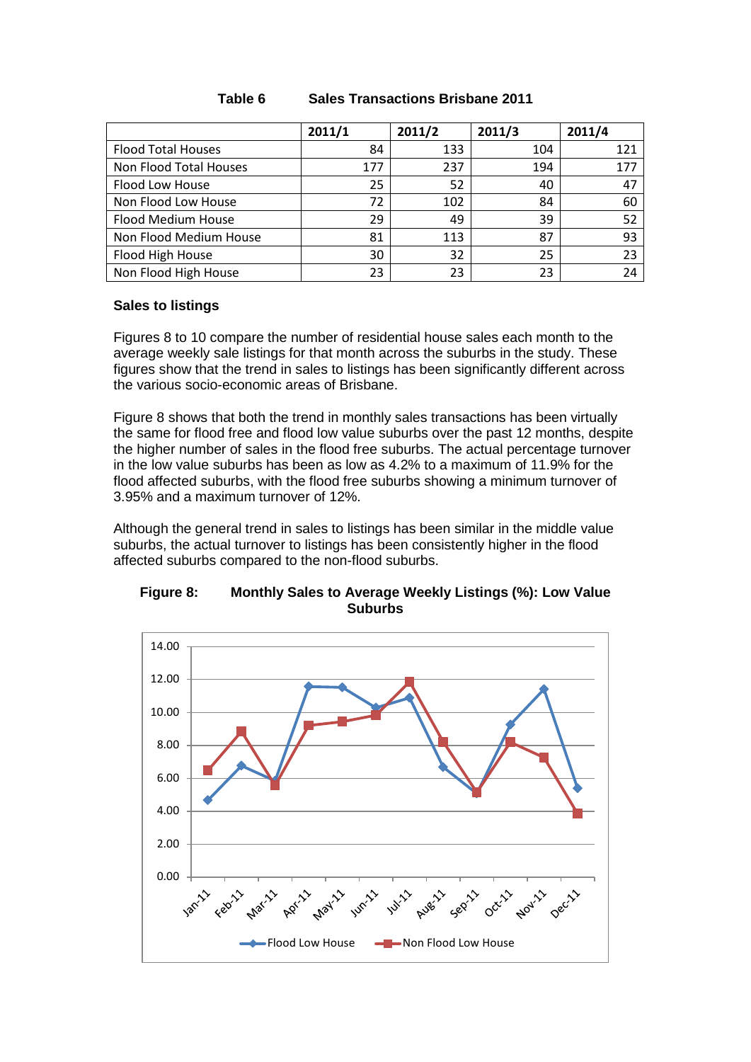**Table 6 Sales Transactions Brisbane 2011**

| | 2011/1 | 2011/2 | 2011/3 | 2011/4 |
|---|---|---|---|---|
| Flood Total Houses | 84 | 133 | 104 | 121 |
| Non Flood Total Houses | 177 | 237 | 194 | 177 |
| Flood Low House | 25 | 52 | 40 | 47 |
| Non Flood Low House | 72 | 102 | 84 | 60 |
| Flood Medium House | 29 | 49 | 39 | 52 |
| Non Flood Medium House | 81 | 113 | 87 | 93 |
| Flood High House | 30 | 32 | 25 | 23 |
| Non Flood High House | 23 | 23 | 23 | 24 |

### Sales to listings

Figures 8 to 10 compare the number of residential house sales each month to the average weekly sale listings for that month across the suburbs in the study. These figures show that the trend in sales to listings has been significantly different across the various socio-economic areas of Brisbane.

Figure 8 shows that both the trend in monthly sales transactions has been virtually the same for flood free and flood low value suburbs over the past 12 months, despite the higher number of sales in the flood free suburbs. The actual percentage turnover in the low value suburbs has been as low as 4.2% to a maximum of 11.9% for the flood affected suburbs, with the flood free suburbs showing a minimum turnover of 3.95% and a maximum turnover of 12%.

Although the general trend in sales to listings has been similar in the middle value suburbs, the actual turnover to listings has been consistently higher in the flood affected suburbs compared to the non-flood suburbs.

**Figure 8: Monthly Sales to Average Weekly Listings (%): Low Value Suburbs**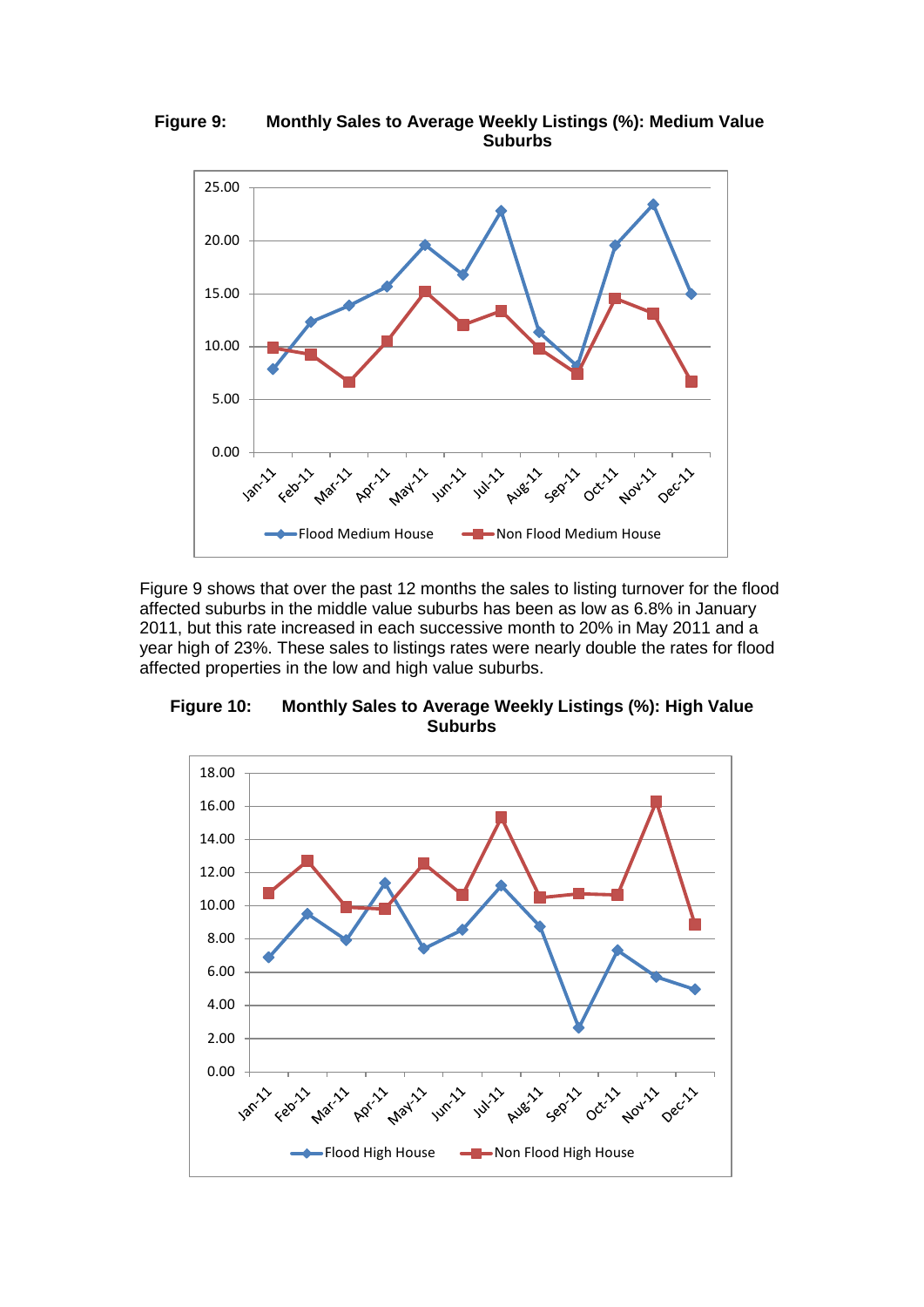**Figure 9: Monthly Sales to Average Weekly Listings (%): Medium Value Suburbs**

Figure 9 shows that over the past 12 months the sales to listing turnover for the flood affected suburbs in the middle value suburbs has been as low as 6.8% in January 2011, but this rate increased in each successive month to 20% in May 2011 and a year high of 23%. These sales to listings rates were nearly double the rates for flood affected properties in the low and high value suburbs.

**Figure 10: Monthly Sales to Average Weekly Listings (%): High Value Suburbs**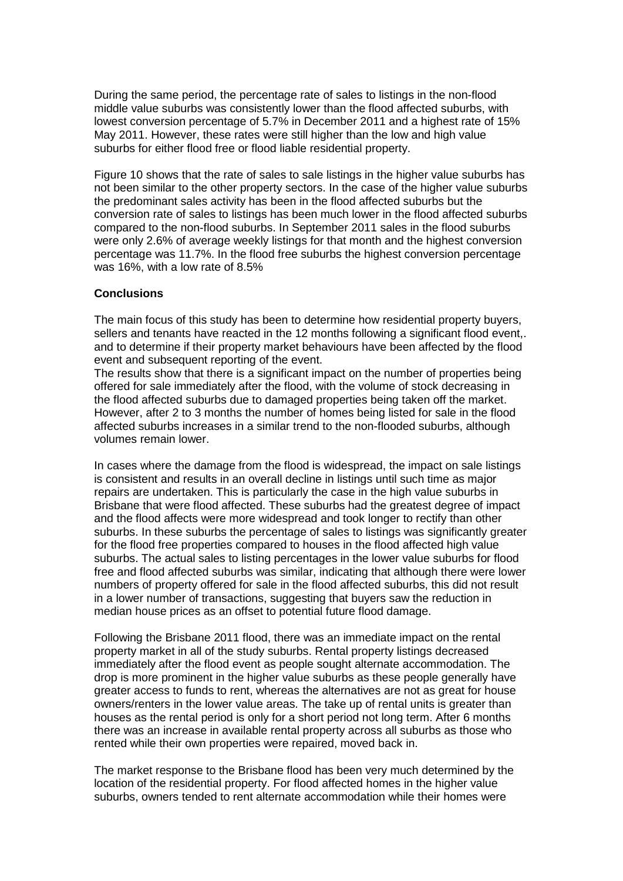During the same period, the percentage rate of sales to listings in the non-flood middle value suburbs was consistently lower than the flood affected suburbs, with lowest conversion percentage of 5.7% in December 2011 and a highest rate of 15% May 2011. However, these rates were still higher than the low and high value suburbs for either flood free or flood liable residential property.

Figure 10 shows that the rate of sales to sale listings in the higher value suburbs has not been similar to the other property sectors. In the case of the higher value suburbs the predominant sales activity has been in the flood affected suburbs but the conversion rate of sales to listings has been much lower in the flood affected suburbs compared to the non-flood suburbs. In September 2011 sales in the flood suburbs were only 2.6% of average weekly listings for that month and the highest conversion percentage was 11.7%. In the flood free suburbs the highest conversion percentage was 16%, with a low rate of 8.5%

**Conclusions**

The main focus of this study has been to determine how residential property buyers, sellers and tenants have reacted in the 12 months following a significant flood event,. and to determine if their property market behaviours have been affected by the flood event and subsequent reporting of the event.
The results show that there is a significant impact on the number of properties being offered for sale immediately after the flood, with the volume of stock decreasing in the flood affected suburbs due to damaged properties being taken off the market. However, after 2 to 3 months the number of homes being listed for sale in the flood affected suburbs increases in a similar trend to the non-flooded suburbs, although volumes remain lower.

In cases where the damage from the flood is widespread, the impact on sale listings is consistent and results in an overall decline in listings until such time as major repairs are undertaken. This is particularly the case in the high value suburbs in Brisbane that were flood affected. These suburbs had the greatest degree of impact and the flood affects were more widespread and took longer to rectify than other suburbs. In these suburbs the percentage of sales to listings was significantly greater for the flood free properties compared to houses in the flood affected high value suburbs. The actual sales to listing percentages in the lower value suburbs for flood free and flood affected suburbs was similar, indicating that although there were lower numbers of property offered for sale in the flood affected suburbs, this did not result in a lower number of transactions, suggesting that buyers saw the reduction in median house prices as an offset to potential future flood damage.

Following the Brisbane 2011 flood, there was an immediate impact on the rental property market in all of the study suburbs. Rental property listings decreased immediately after the flood event as people sought alternate accommodation. The drop is more prominent in the higher value suburbs as these people generally have greater access to funds to rent, whereas the alternatives are not as great for house owners/renters in the lower value areas. The take up of rental units is greater than houses as the rental period is only for a short period not long term. After 6 months there was an increase in available rental property across all suburbs as those who rented while their own properties were repaired, moved back in.

The market response to the Brisbane flood has been very much determined by the location of the residential property. For flood affected homes in the higher value suburbs, owners tended to rent alternate accommodation while their homes were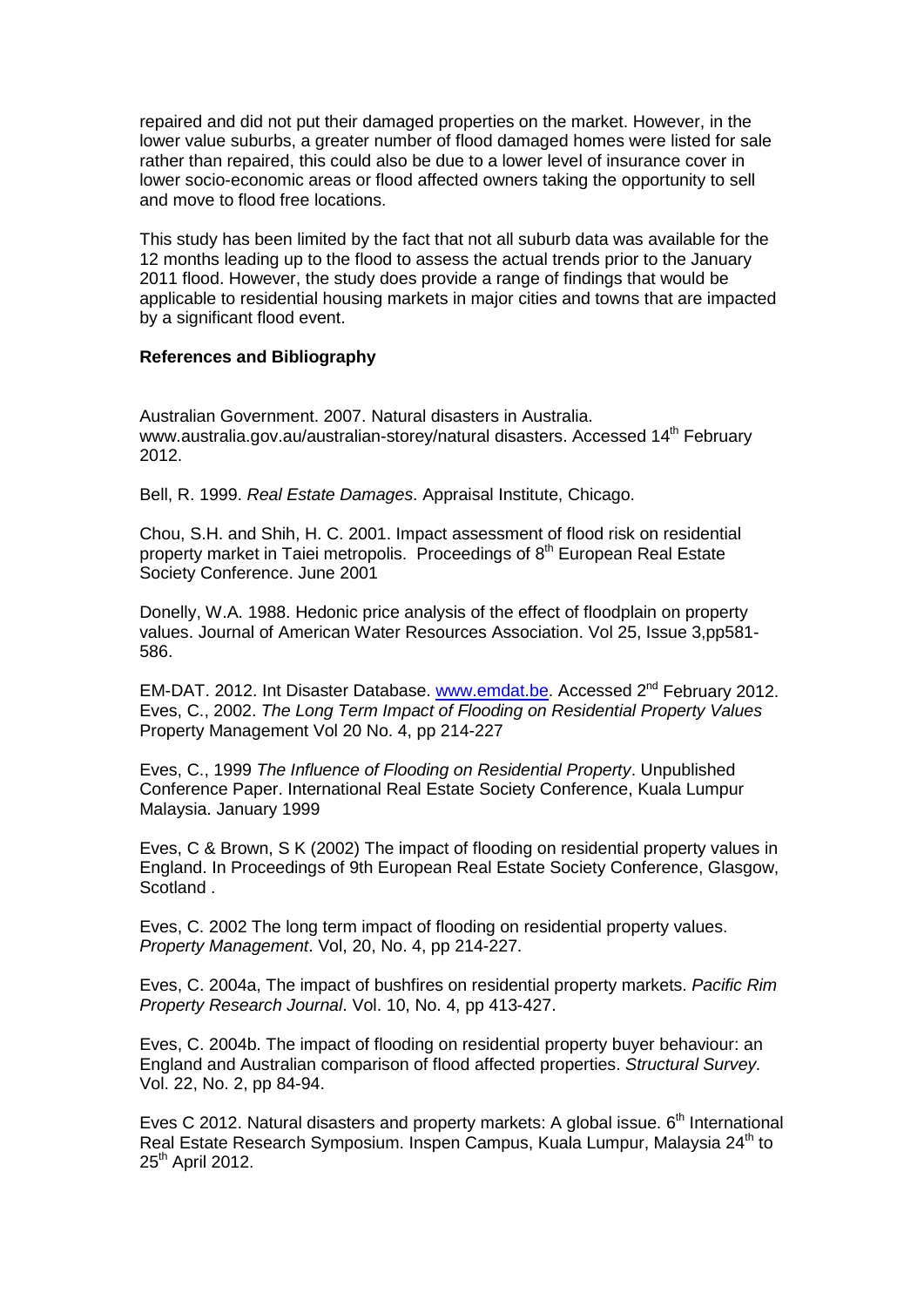repaired and did not put their damaged properties on the market. However, in the lower value suburbs, a greater number of flood damaged homes were listed for sale rather than repaired, this could also be due to a lower level of insurance cover in lower socio-economic areas or flood affected owners taking the opportunity to sell and move to flood free locations.

This study has been limited by the fact that not all suburb data was available for the 12 months leading up to the flood to assess the actual trends prior to the January 2011 flood. However, the study does provide a range of findings that would be applicable to residential housing markets in major cities and towns that are impacted by a significant flood event.

**References and Bibliography**

Australian Government. 2007. Natural disasters in Australia. www.australia.gov.au/australian-storey/natural disasters. Accessed 14th February 2012.

Bell, R. 1999. *Real Estate Damages*. Appraisal Institute, Chicago.

Chou, S.H. and Shih, H. C. 2001. Impact assessment of flood risk on residential property market in Taiei metropolis. Proceedings of 8th European Real Estate Society Conference. June 2001

Donelly, W.A. 1988. Hedonic price analysis of the effect of floodplain on property values. Journal of American Water Resources Association. Vol 25, Issue 3,pp581-586.

EM-DAT. 2012. Int Disaster Database. www.emdat.be. Accessed 2nd February 2012.
Eves, C., 2002. *The Long Term Impact of Flooding on Residential Property Values* Property Management Vol 20 No. 4, pp 214-227

Eves, C., 1999 *The Influence of Flooding on Residential Property*. Unpublished Conference Paper. International Real Estate Society Conference, Kuala Lumpur Malaysia. January 1999

Eves, C & Brown, S K (2002) The impact of flooding on residential property values in England. In Proceedings of 9th European Real Estate Society Conference, Glasgow, Scotland .

Eves, C. 2002 The long term impact of flooding on residential property values. *Property Management*. Vol, 20, No. 4, pp 214-227.

Eves, C. 2004a, The impact of bushfires on residential property markets. *Pacific Rim Property Research Journal*. Vol. 10, No. 4, pp 413-427.

Eves, C. 2004b. The impact of flooding on residential property buyer behaviour: an England and Australian comparison of flood affected properties. *Structural Survey.* Vol. 22, No. 2, pp 84-94.

Eves C 2012. Natural disasters and property markets: A global issue. 6th International Real Estate Research Symposium. Inspen Campus, Kuala Lumpur, Malaysia 24th to 25th April 2012.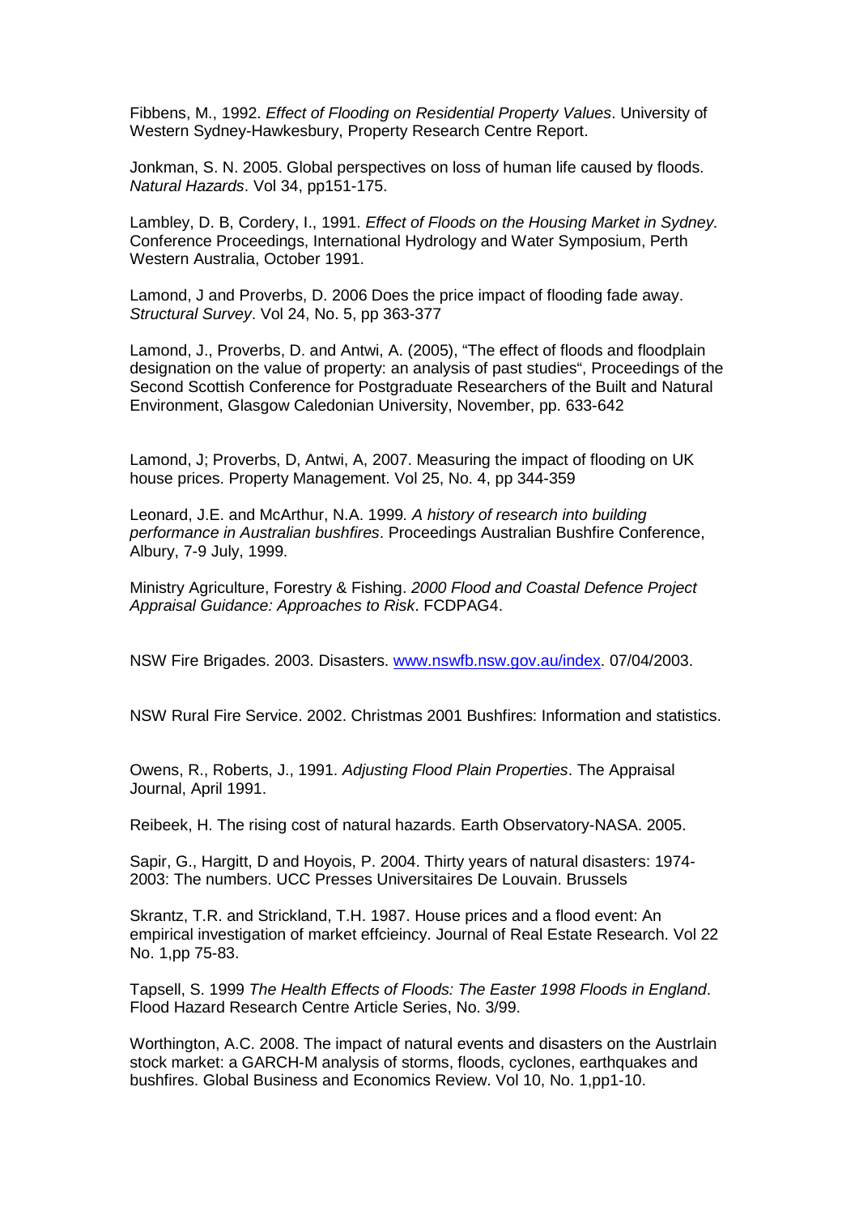Fibbens, M., 1992. *Effect of Flooding on Residential Property Values*. University of Western Sydney-Hawkesbury, Property Research Centre Report.

Jonkman, S. N. 2005. Global perspectives on loss of human life caused by floods. *Natural Hazards*. Vol 34, pp151-175.

Lambley, D. B, Cordery, I., 1991. *Effect of Floods on the Housing Market in Sydney.* Conference Proceedings, International Hydrology and Water Symposium, Perth Western Australia, October 1991.

Lamond, J and Proverbs, D. 2006 Does the price impact of flooding fade away. *Structural Survey*. Vol 24, No. 5, pp 363-377

Lamond, J., Proverbs, D. and Antwi, A. (2005), "The effect of floods and floodplain designation on the value of property: an analysis of past studies", Proceedings of the Second Scottish Conference for Postgraduate Researchers of the Built and Natural Environment, Glasgow Caledonian University, November, pp. 633-642

Lamond, J; Proverbs, D, Antwi, A, 2007. Measuring the impact of flooding on UK house prices. Property Management. Vol 25, No. 4, pp 344-359

Leonard, J.E. and McArthur, N.A. 1999. *A history of research into building performance in Australian bushfires*. Proceedings Australian Bushfire Conference, Albury, 7-9 July, 1999.

Ministry Agriculture, Forestry & Fishing. *2000 Flood and Coastal Defence Project Appraisal Guidance: Approaches to Risk*. FCDPAG4.

NSW Fire Brigades. 2003. Disasters. www.nswfb.nsw.gov.au/index. 07/04/2003.

NSW Rural Fire Service. 2002. Christmas 2001 Bushfires: Information and statistics.

Owens, R., Roberts, J., 1991. *Adjusting Flood Plain Properties*. The Appraisal Journal, April 1991.

Reibeek, H. The rising cost of natural hazards. Earth Observatory-NASA. 2005.

Sapir, G., Hargitt, D and Hoyois, P. 2004. Thirty years of natural disasters: 1974-2003: The numbers. UCC Presses Universitaires De Louvain. Brussels

Skrantz, T.R. and Strickland, T.H. 1987. House prices and a flood event: An empirical investigation of market effcieincy. Journal of Real Estate Research. Vol 22 No. 1,pp 75-83.

Tapsell, S. 1999 *The Health Effects of Floods: The Easter 1998 Floods in England*. Flood Hazard Research Centre Article Series, No. 3/99.

Worthington, A.C. 2008. The impact of natural events and disasters on the Austrlain stock market: a GARCH-M analysis of storms, floods, cyclones, earthquakes and bushfires. Global Business and Economics Review. Vol 10, No. 1,pp1-10.